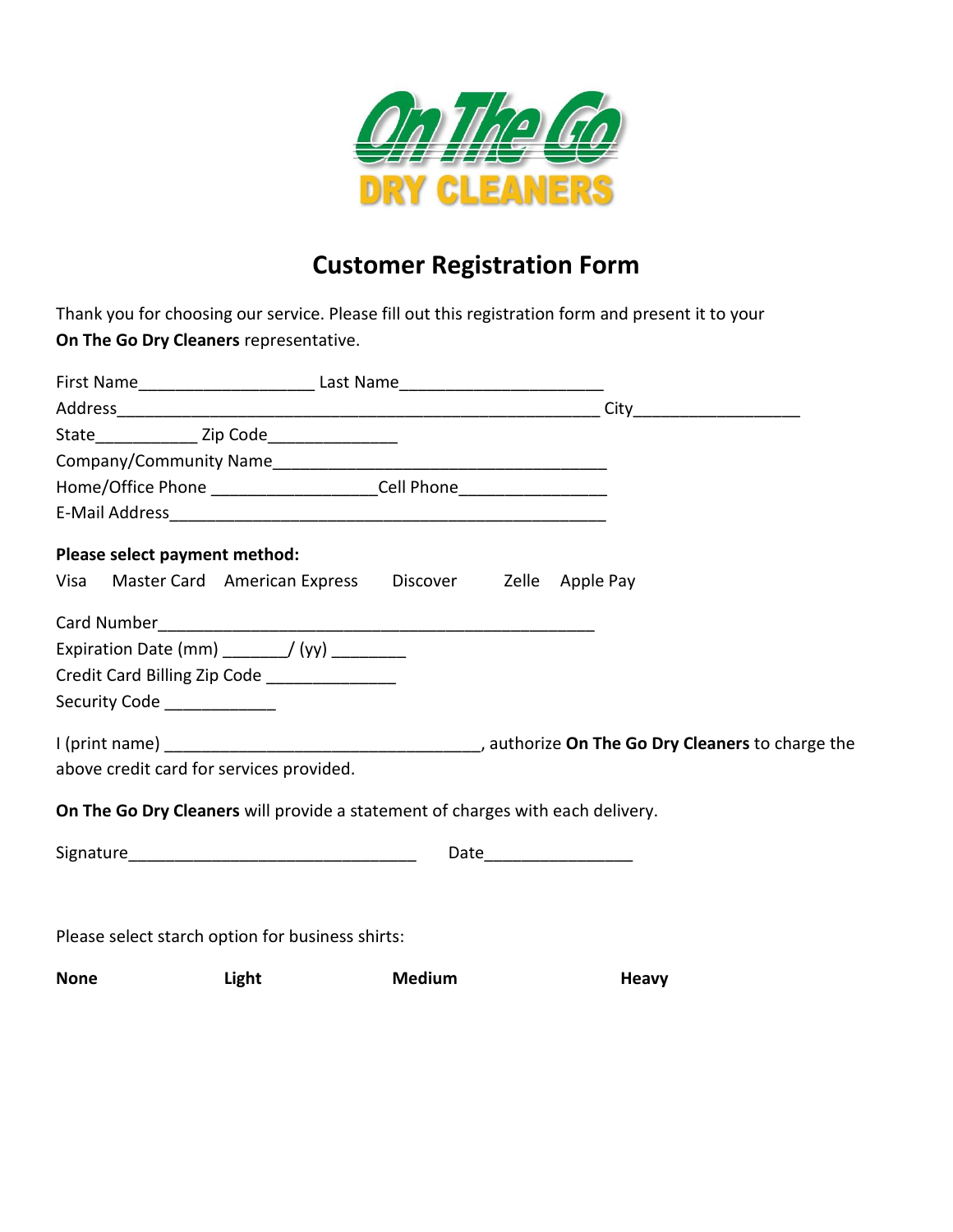On The Go

DRY CLEANERS

# Customer Registration Form

Thank you for choosing our service. Please fill out this registration form and present it to your **On The Go Dry Cleaners** representative.

First Name___________________ Last Name______________________

Address____________________________________________________ City__________________

State___________ Zip Code______________

Company/Community Name____________________________________

Home/Office Phone _________________Cell Phone________________

E-Mail Address_______________________________________________

**Please select payment method:**

Visa    Master Card    American Express    Discover    Zelle    Apple Pay

Card Number_______________________________________________

Expiration Date (mm) _______/ (yy) ________

Credit Card Billing Zip Code ______________

Security Code ____________

I (print name) __________________________________, authorize **On The Go Dry Cleaners** to charge the above credit card for services provided.

**On The Go Dry Cleaners** will provide a statement of charges with each delivery.

Signature_______________________________    Date________________

Please select starch option for business shirts:

**None**    **Light**    **Medium**    **Heavy**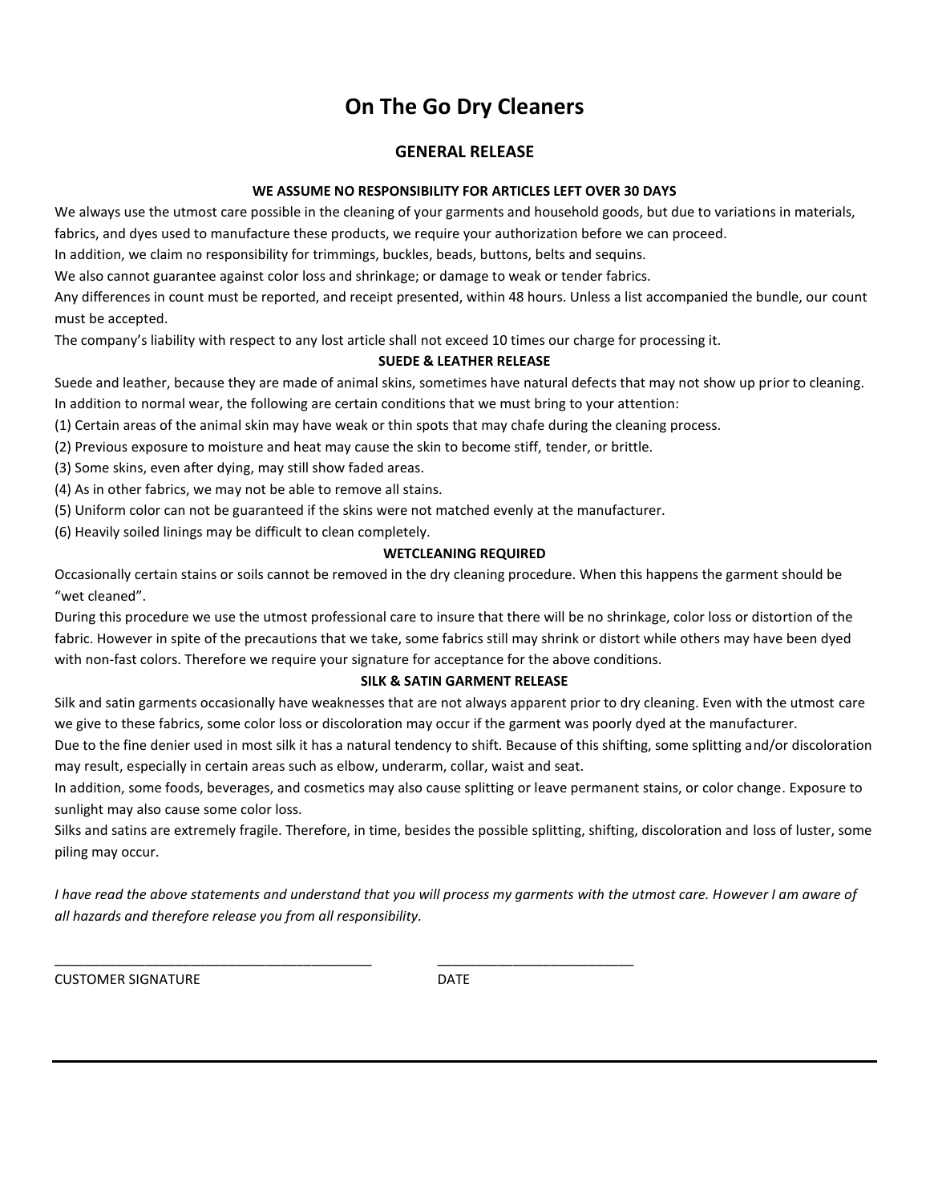# On The Go Dry Cleaners

## GENERAL RELEASE

**WE ASSUME NO RESPONSIBILITY FOR ARTICLES LEFT OVER 30 DAYS**

We always use the utmost care possible in the cleaning of your garments and household goods, but due to variations in materials, fabrics, and dyes used to manufacture these products, we require your authorization before we can proceed.

In addition, we claim no responsibility for trimmings, buckles, beads, buttons, belts and sequins.

We also cannot guarantee against color loss and shrinkage; or damage to weak or tender fabrics.

Any differences in count must be reported, and receipt presented, within 48 hours. Unless a list accompanied the bundle, our count must be accepted.

The company's liability with respect to any lost article shall not exceed 10 times our charge for processing it.

**SUEDE & LEATHER RELEASE**

Suede and leather, because they are made of animal skins, sometimes have natural defects that may not show up prior to cleaning. In addition to normal wear, the following are certain conditions that we must bring to your attention:

(1) Certain areas of the animal skin may have weak or thin spots that may chafe during the cleaning process.

(2) Previous exposure to moisture and heat may cause the skin to become stiff, tender, or brittle.

(3) Some skins, even after dying, may still show faded areas.

(4) As in other fabrics, we may not be able to remove all stains.

(5) Uniform color can not be guaranteed if the skins were not matched evenly at the manufacturer.

(6) Heavily soiled linings may be difficult to clean completely.

**WETCLEANING REQUIRED**

Occasionally certain stains or soils cannot be removed in the dry cleaning procedure. When this happens the garment should be "wet cleaned".

During this procedure we use the utmost professional care to insure that there will be no shrinkage, color loss or distortion of the fabric. However in spite of the precautions that we take, some fabrics still may shrink or distort while others may have been dyed with non-fast colors. Therefore we require your signature for acceptance for the above conditions.

**SILK & SATIN GARMENT RELEASE**

Silk and satin garments occasionally have weaknesses that are not always apparent prior to dry cleaning. Even with the utmost care we give to these fabrics, some color loss or discoloration may occur if the garment was poorly dyed at the manufacturer.

Due to the fine denier used in most silk it has a natural tendency to shift. Because of this shifting, some splitting and/or discoloration may result, especially in certain areas such as elbow, underarm, collar, waist and seat.

In addition, some foods, beverages, and cosmetics may also cause splitting or leave permanent stains, or color change. Exposure to sunlight may also cause some color loss.

Silks and satins are extremely fragile. Therefore, in time, besides the possible splitting, shifting, discoloration and loss of luster, some piling may occur.

*I have read the above statements and understand that you will process my garments with the utmost care. However I am aware of all hazards and therefore release you from all responsibility.*

\_\_\_\_\_\_\_\_\_\_\_\_\_\_\_\_\_\_\_\_\_\_\_\_\_\_\_\_\_\_\_\_\_\_\_\_\_\_ \_\_\_\_\_\_\_\_\_\_\_\_\_\_\_\_\_\_\_\_\_\_\_\_\_\_

CUSTOMER SIGNATURE DATE